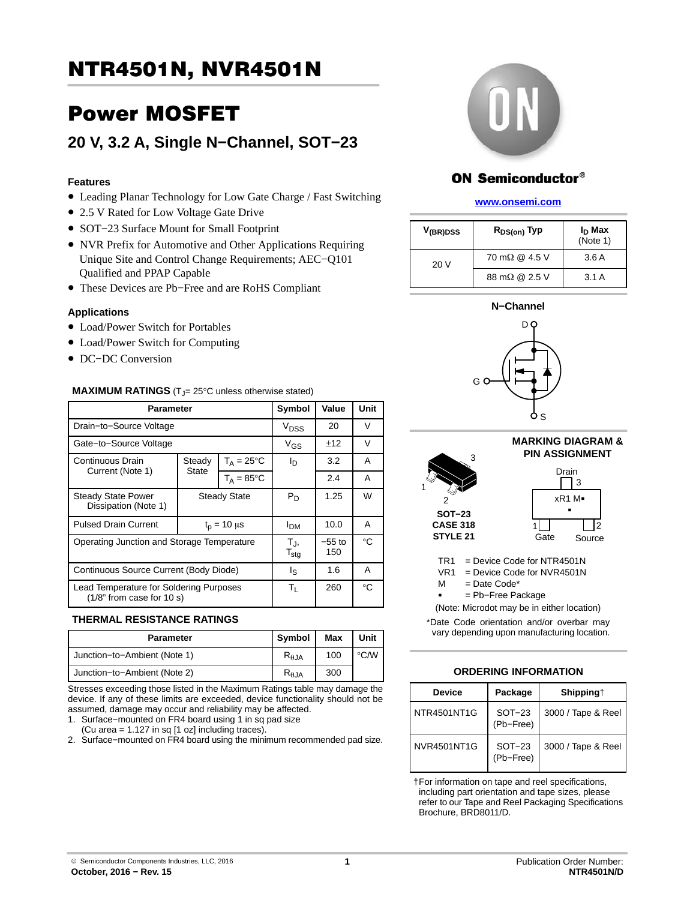# NTR4501N, NVR4501N

# Power MOSFET

## 20 V, 3.2 A, Single N−Channel, SOT−23

### Features

- Leading Planar Technology for Low Gate Charge / Fast Switching
- 2.5 V Rated for Low Voltage Gate Drive
- SOT−23 Surface Mount for Small Footprint
- NVR Prefix for Automotive and Other Applications Requiring Unique Site and Control Change Requirements; AEC−Q101 Qualified and PPAP Capable
- These Devices are Pb−Free and are RoHS Compliant

### Applications

- Load/Power Switch for Portables
- Load/Power Switch for Computing
- DC−DC Conversion

**MAXIMUM RATINGS** ($T_J$= 25°C unless otherwise stated)

| Parameter | | | Symbol | Value | Unit |
|---|---|---|---|---|---|
| Drain−to−Source Voltage | | | $V_{DSS}$ | 20 | V |
| Gate−to−Source Voltage | | | $V_{GS}$ | ±12 | V |
| Continuous Drain Current (Note 1) | Steady State | $T_A$ = 25°C | $I_D$ | 3.2 | A |
| | | $T_A$ = 85°C | | 2.4 | A |
| Steady State Power Dissipation (Note 1) | Steady State | | $P_D$ | 1.25 | W |
| Pulsed Drain Current | $t_p$ = 10 μs | | $I_{DM}$ | 10.0 | A |
| Operating Junction and Storage Temperature | | | $T_J$, $T_{stg}$ | −55 to 150 | °C |
| Continuous Source Current (Body Diode) | | | $I_S$ | 1.6 | A |
| Lead Temperature for Soldering Purposes (1/8″ from case for 10 s) | | | $T_L$ | 260 | °C |

**THERMAL RESISTANCE RATINGS**

| Parameter | Symbol | Max | Unit |
|---|---|---|---|
| Junction−to−Ambient (Note 1) | $R_{\theta JA}$ | 100 | °C/W |
| Junction−to−Ambient (Note 2) | $R_{\theta JA}$ | 300 | |

Stresses exceeding those listed in the Maximum Ratings table may damage the device. If any of these limits are exceeded, device functionality should not be assumed, damage may occur and reliability may be affected.

1. Surface−mounted on FR4 board using 1 in sq pad size (Cu area = 1.127 in sq [1 oz] including traces).
2. Surface−mounted on FR4 board using the minimum recommended pad size.

**ON Semiconductor®**

www.onsemi.com

| $V_{(BR)DSS}$ | $R_{DS(on)}$ Typ | $I_D$ Max (Note 1) |
|---|---|---|
| 20 V | 70 mΩ @ 4.5 V | 3.6 A |
| | 88 mΩ @ 2.5 V | 3.1 A |

**N−Channel**

D, G, S

**MARKING DIAGRAM & PIN ASSIGNMENT**

SOT−23
CASE 318
STYLE 21

Drain 3, xR1 M▪, ▪, 1 Gate, 2 Source

TR1 = Device Code for NTR4501N
VR1 = Device Code for NVR4501N
M = Date Code*
▪ = Pb−Free Package

(Note: Microdot may be in either location)

*Date Code orientation and/or overbar may vary depending upon manufacturing location.

**ORDERING INFORMATION**

| Device | Package | Shipping† |
|---|---|---|
| NTR4501NT1G | SOT−23 (Pb−Free) | 3000 / Tape & Reel |
| NVR4501NT1G | SOT−23 (Pb−Free) | 3000 / Tape & Reel |

†For information on tape and reel specifications, including part orientation and tape sizes, please refer to our Tape and Reel Packaging Specifications Brochure, BRD8011/D.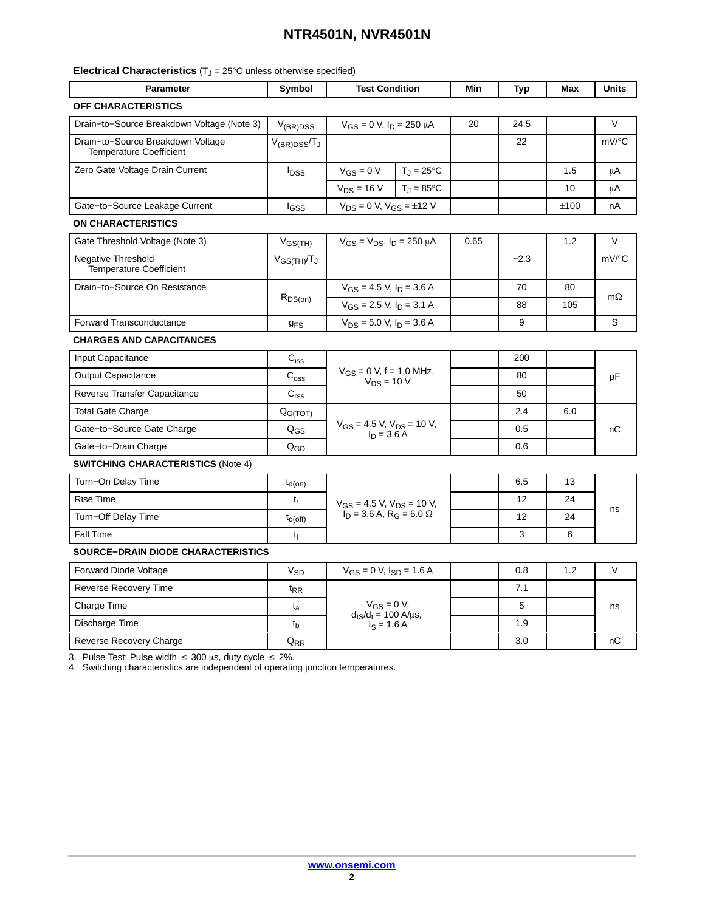## Electrical Characteristics ($T_J$ = 25°C unless otherwise specified)

| Parameter | Symbol | Test Condition | | Min | Typ | Max | Units |
|---|---|---|---|---|---|---|---|
| **OFF CHARACTERISTICS** | | | | | | | |
| Drain−to−Source Breakdown Voltage (Note 3) | $V_{(BR)DSS}$ | $V_{GS}$ = 0 V, $I_D$ = 250 μA | | 20 | 24.5 | | V |
| Drain−to−Source Breakdown Voltage Temperature Coefficient | $V_{(BR)DSS}/T_J$ | | | | 22 | | mV/°C |
| Zero Gate Voltage Drain Current | $I_{DSS}$ | $V_{GS}$ = 0 V | $T_J$ = 25°C | | | 1.5 | μA |
| | | $V_{DS}$ = 16 V | $T_J$ = 85°C | | | 10 | μA |
| Gate−to−Source Leakage Current | $I_{GSS}$ | $V_{DS}$ = 0 V, $V_{GS}$ = ±12 V | | | | ±100 | nA |
| **ON CHARACTERISTICS** | | | | | | | |
| Gate Threshold Voltage (Note 3) | $V_{GS(TH)}$ | $V_{GS}$ = $V_{DS}$, $I_D$ = 250 μA | | 0.65 | | 1.2 | V |
| Negative Threshold Temperature Coefficient | $V_{GS(TH)}/T_J$ | | | | −2.3 | | mV/°C |
| Drain−to−Source On Resistance | $R_{DS(on)}$ | $V_{GS}$ = 4.5 V, $I_D$ = 3.6 A | | | 70 | 80 | mΩ |
| | | $V_{GS}$ = 2.5 V, $I_D$ = 3.1 A | | | 88 | 105 | |
| Forward Transconductance | $g_{FS}$ | $V_{DS}$ = 5.0 V, $I_D$ = 3.6 A | | | 9 | | S |
| **CHARGES AND CAPACITANCES** | | | | | | | |
| Input Capacitance | $C_{iss}$ | $V_{GS}$ = 0 V, f = 1.0 MHz, $V_{DS}$ = 10 V | | | 200 | | pF |
| Output Capacitance | $C_{oss}$ | | | | 80 | | |
| Reverse Transfer Capacitance | $C_{rss}$ | | | | 50 | | |
| Total Gate Charge | $Q_{G(TOT)}$ | $V_{GS}$ = 4.5 V, $V_{DS}$ = 10 V, $I_D$ = 3.6 A | | | 2.4 | 6.0 | nC |
| Gate−to−Source Gate Charge | $Q_{GS}$ | | | | 0.5 | | |
| Gate−to−Drain Charge | $Q_{GD}$ | | | | 0.6 | | |
| **SWITCHING CHARACTERISTICS** (Note 4) | | | | | | | |
| Turn−On Delay Time | $t_{d(on)}$ | $V_{GS}$ = 4.5 V, $V_{DS}$ = 10 V, $I_D$ = 3.6 A, $R_G$ = 6.0 Ω | | | 6.5 | 13 | ns |
| Rise Time | $t_r$ | | | | 12 | 24 | |
| Turn−Off Delay Time | $t_{d(off)}$ | | | | 12 | 24 | |
| Fall Time | $t_f$ | | | | 3 | 6 | |
| **SOURCE−DRAIN DIODE CHARACTERISTICS** | | | | | | | |
| Forward Diode Voltage | $V_{SD}$ | $V_{GS}$ = 0 V, $I_{SD}$ = 1.6 A | | | 0.8 | 1.2 | V |
| Reverse Recovery Time | $t_{RR}$ | $V_{GS}$ = 0 V, $d_{IS}/d_t$ = 100 A/μs, $I_S$ = 1.6 A | | | 7.1 | | ns |
| Charge Time | $t_a$ | | | | 5 | | |
| Discharge Time | $t_b$ | | | | 1.9 | | |
| Reverse Recovery Charge | $Q_{RR}$ | | | | 3.0 | | nC |

3. Pulse Test: Pulse width ≤ 300 μs, duty cycle ≤ 2%.
4. Switching characteristics are independent of operating junction temperatures.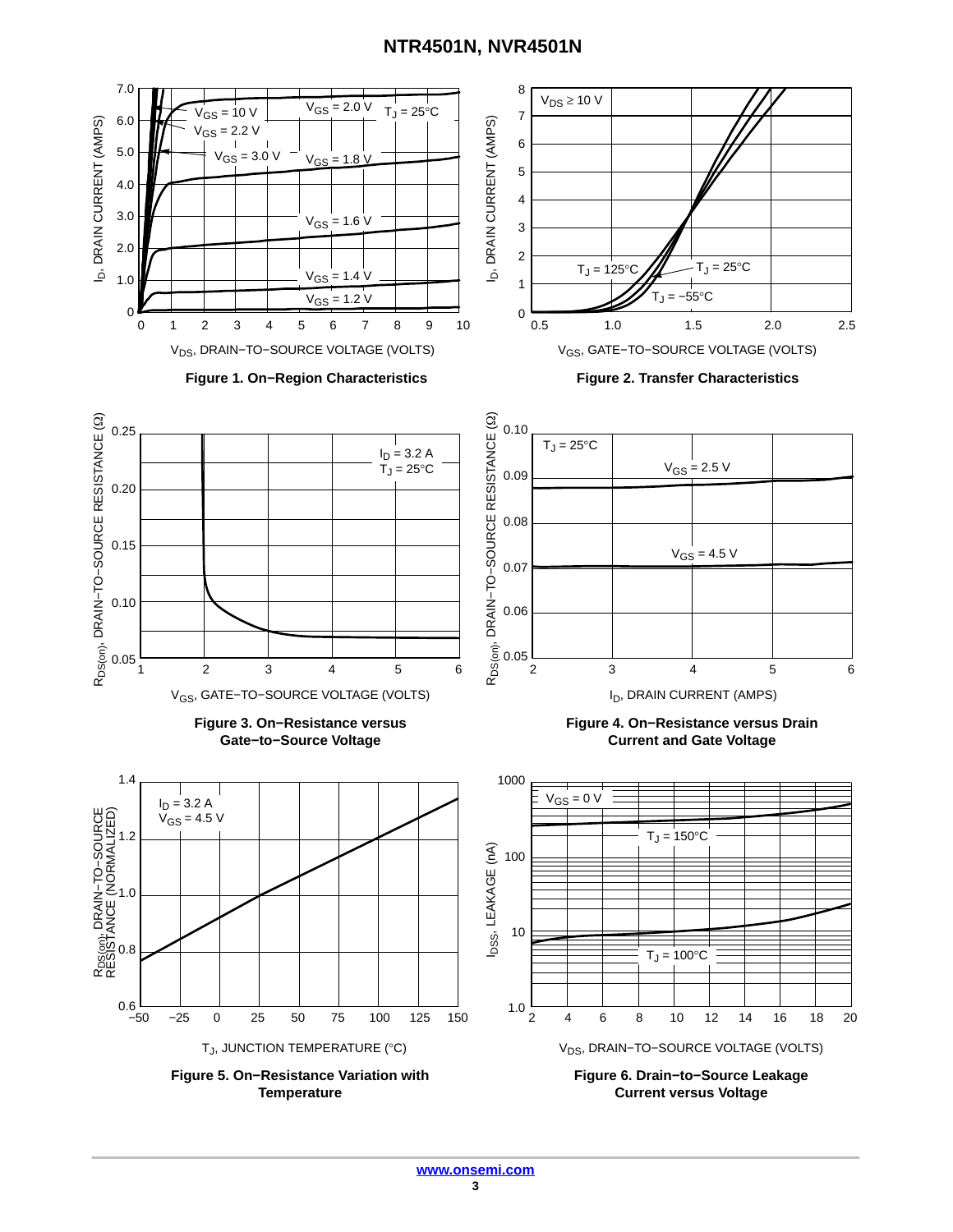Figure 1. On−Region Characteristics

Figure 2. Transfer Characteristics

Figure 3. On−Resistance versus Gate−to−Source Voltage

Figure 4. On−Resistance versus Drain Current and Gate Voltage

Figure 5. On−Resistance Variation with Temperature

Figure 6. Drain−to−Source Leakage Current versus Voltage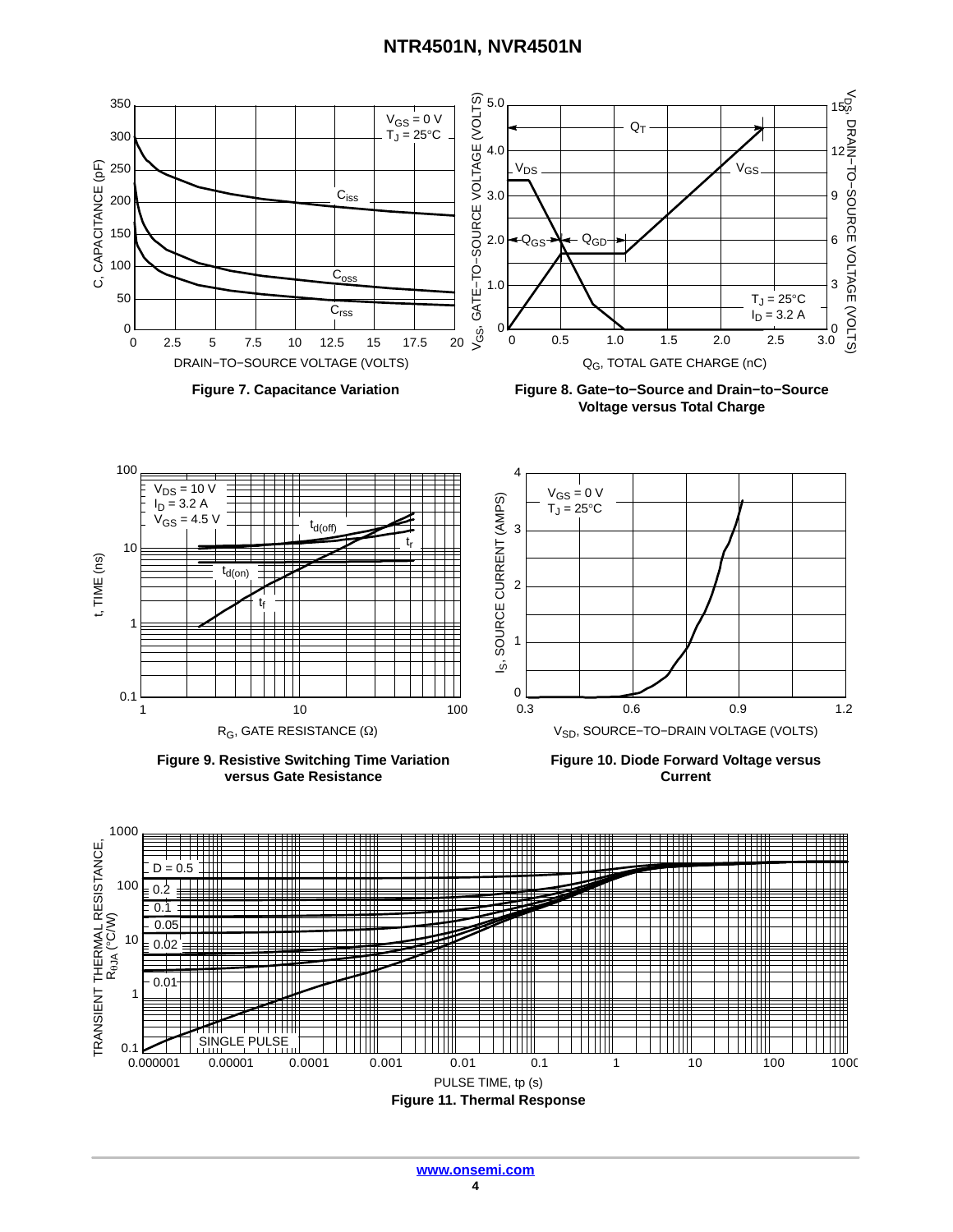**Figure 7. Capacitance Variation**

**Figure 8. Gate−to−Source and Drain−to−Source Voltage versus Total Charge**

**Figure 9. Resistive Switching Time Variation versus Gate Resistance**

**Figure 10. Diode Forward Voltage versus Current**

**Figure 11. Thermal Response**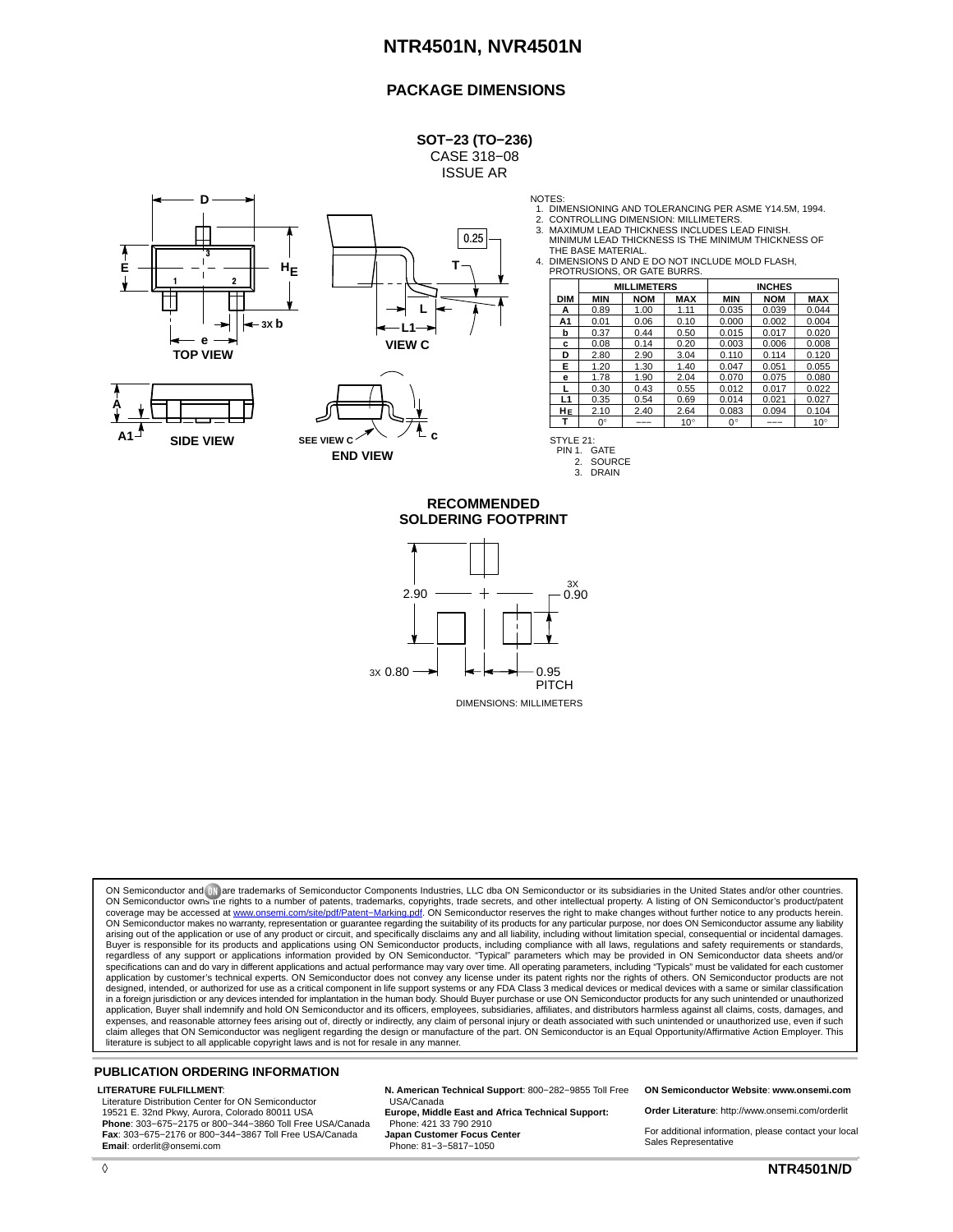## PACKAGE DIMENSIONS

**SOT−23 (TO−236)**
CASE 318−08
ISSUE AR

TOP VIEW

SIDE VIEW

VIEW C

END VIEW

SEE VIEW C

NOTES:
1. DIMENSIONING AND TOLERANCING PER ASME Y14.5M, 1994.
2. CONTROLLING DIMENSION: MILLIMETERS.
3. MAXIMUM LEAD THICKNESS INCLUDES LEAD FINISH. MINIMUM LEAD THICKNESS IS THE MINIMUM THICKNESS OF THE BASE MATERIAL.
4. DIMENSIONS D AND E DO NOT INCLUDE MOLD FLASH, PROTRUSIONS, OR GATE BURRS.

| | MILLIMETERS | | | INCHES | | |
|---|---|---|---|---|---|---|
| DIM | MIN | NOM | MAX | MIN | NOM | MAX |
| A | 0.89 | 1.00 | 1.11 | 0.035 | 0.039 | 0.044 |
| A1 | 0.01 | 0.06 | 0.10 | 0.000 | 0.002 | 0.004 |
| b | 0.37 | 0.44 | 0.50 | 0.015 | 0.017 | 0.020 |
| c | 0.08 | 0.14 | 0.20 | 0.003 | 0.006 | 0.008 |
| D | 2.80 | 2.90 | 3.04 | 0.110 | 0.114 | 0.120 |
| E | 1.20 | 1.30 | 1.40 | 0.047 | 0.051 | 0.055 |
| e | 1.78 | 1.90 | 2.04 | 0.070 | 0.075 | 0.080 |
| L | 0.30 | 0.43 | 0.55 | 0.012 | 0.017 | 0.022 |
| L1 | 0.35 | 0.54 | 0.69 | 0.014 | 0.021 | 0.027 |
| $H_E$ | 2.10 | 2.40 | 2.64 | 0.083 | 0.094 | 0.104 |
| T | 0° | --- | 10° | 0° | --- | 10° |

STYLE 21:
PIN 1. GATE
2. SOURCE
3. DRAIN

## RECOMMENDED SOLDERING FOOTPRINT

2.90
3X 0.90
3X 0.80
0.95 PITCH

DIMENSIONS: MILLIMETERS

ON Semiconductor and ON are trademarks of Semiconductor Components Industries, LLC dba ON Semiconductor or its subsidiaries in the United States and/or other countries. ON Semiconductor owns the rights to a number of patents, trademarks, copyrights, trade secrets, and other intellectual property. A listing of ON Semiconductor's product/patent coverage may be accessed at www.onsemi.com/site/pdf/Patent−Marking.pdf. ON Semiconductor reserves the right to make changes without further notice to any products herein. ON Semiconductor makes no warranty, representation or guarantee regarding the suitability of its products for any particular purpose, nor does ON Semiconductor assume any liability arising out of the application or use of any product or circuit, and specifically disclaims any and all liability, including without limitation special, consequential or incidental damages. Buyer is responsible for its products and applications using ON Semiconductor products, including compliance with all laws, regulations and safety requirements or standards, regardless of any support or applications information provided by ON Semiconductor. "Typical" parameters which may be provided in ON Semiconductor data sheets and/or specifications can and do vary in different applications and actual performance may vary over time. All operating parameters, including "Typicals" must be validated for each customer application by customer's technical experts. ON Semiconductor does not convey any license under its patent rights nor the rights of others. ON Semiconductor products are not designed, intended, or authorized for use as a critical component in life support systems or any FDA Class 3 medical devices or medical devices with a same or similar classification in a foreign jurisdiction or any devices intended for implantation in the human body. Should Buyer purchase or use ON Semiconductor products for any such unintended or unauthorized application, Buyer shall indemnify and hold ON Semiconductor and its officers, employees, subsidiaries, affiliates, and distributors harmless against all claims, costs, damages, and expenses, and reasonable attorney fees arising out of, directly or indirectly, any claim of personal injury or death associated with such unintended or unauthorized use, even if such claim alleges that ON Semiconductor was negligent regarding the design or manufacture of the part. ON Semiconductor is an Equal Opportunity/Affirmative Action Employer. This literature is subject to all applicable copyright laws and is not for resale in any manner.

### PUBLICATION ORDERING INFORMATION

**LITERATURE FULFILLMENT**:
Literature Distribution Center for ON Semiconductor
19521 E. 32nd Pkwy, Aurora, Colorado 80011 USA
**Phone**: 303−675−2175 or 800−344−3860 Toll Free USA/Canada
**Fax**: 303−675−2176 or 800−344−3867 Toll Free USA/Canada
**Email**: orderlit@onsemi.com

**N. American Technical Support**: 800−282−9855 Toll Free USA/Canada
**Europe, Middle East and Africa Technical Support:**
Phone: 421 33 790 2910
**Japan Customer Focus Center**
Phone: 81−3−5817−1050

**ON Semiconductor Website**: **www.onsemi.com**

**Order Literature**: http://www.onsemi.com/orderlit

For additional information, please contact your local Sales Representative

**NTR4501N/D**